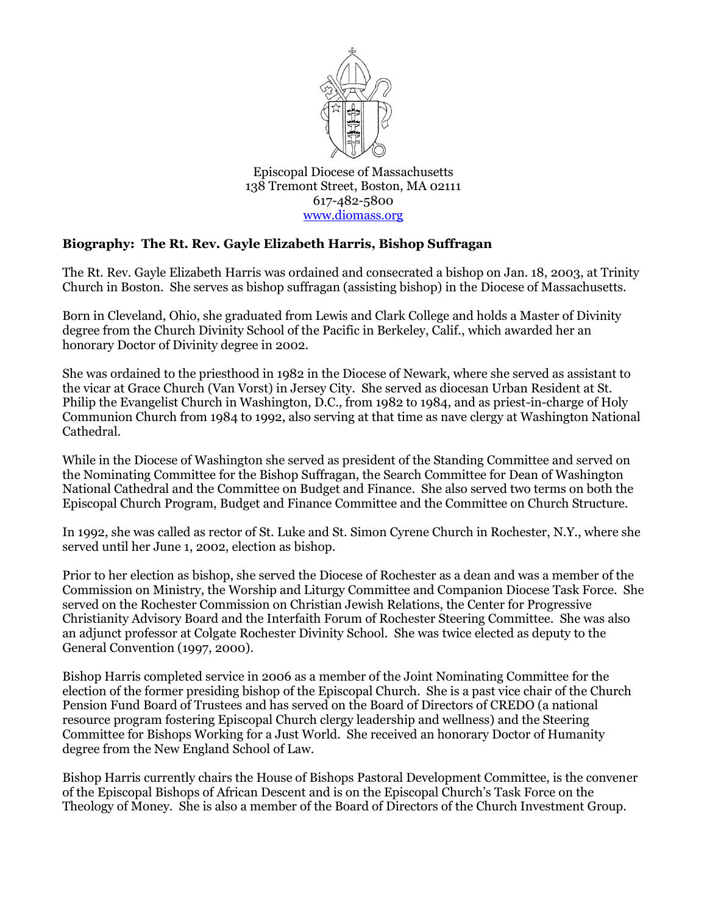Episcopal Diocese of Massachusetts
138 Tremont Street, Boston, MA 02111
617-482-5800
www.diomass.org

**Biography: The Rt. Rev. Gayle Elizabeth Harris, Bishop Suffragan**

The Rt. Rev. Gayle Elizabeth Harris was ordained and consecrated a bishop on Jan. 18, 2003, at Trinity Church in Boston. She serves as bishop suffragan (assisting bishop) in the Diocese of Massachusetts.

Born in Cleveland, Ohio, she graduated from Lewis and Clark College and holds a Master of Divinity degree from the Church Divinity School of the Pacific in Berkeley, Calif., which awarded her an honorary Doctor of Divinity degree in 2002.

She was ordained to the priesthood in 1982 in the Diocese of Newark, where she served as assistant to the vicar at Grace Church (Van Vorst) in Jersey City. She served as diocesan Urban Resident at St. Philip the Evangelist Church in Washington, D.C., from 1982 to 1984, and as priest-in-charge of Holy Communion Church from 1984 to 1992, also serving at that time as nave clergy at Washington National Cathedral.

While in the Diocese of Washington she served as president of the Standing Committee and served on the Nominating Committee for the Bishop Suffragan, the Search Committee for Dean of Washington National Cathedral and the Committee on Budget and Finance. She also served two terms on both the Episcopal Church Program, Budget and Finance Committee and the Committee on Church Structure.

In 1992, she was called as rector of St. Luke and St. Simon Cyrene Church in Rochester, N.Y., where she served until her June 1, 2002, election as bishop.

Prior to her election as bishop, she served the Diocese of Rochester as a dean and was a member of the Commission on Ministry, the Worship and Liturgy Committee and Companion Diocese Task Force. She served on the Rochester Commission on Christian Jewish Relations, the Center for Progressive Christianity Advisory Board and the Interfaith Forum of Rochester Steering Committee. She was also an adjunct professor at Colgate Rochester Divinity School. She was twice elected as deputy to the General Convention (1997, 2000).

Bishop Harris completed service in 2006 as a member of the Joint Nominating Committee for the election of the former presiding bishop of the Episcopal Church. She is a past vice chair of the Church Pension Fund Board of Trustees and has served on the Board of Directors of CREDO (a national resource program fostering Episcopal Church clergy leadership and wellness) and the Steering Committee for Bishops Working for a Just World. She received an honorary Doctor of Humanity degree from the New England School of Law.

Bishop Harris currently chairs the House of Bishops Pastoral Development Committee, is the convener of the Episcopal Bishops of African Descent and is on the Episcopal Church's Task Force on the Theology of Money. She is also a member of the Board of Directors of the Church Investment Group.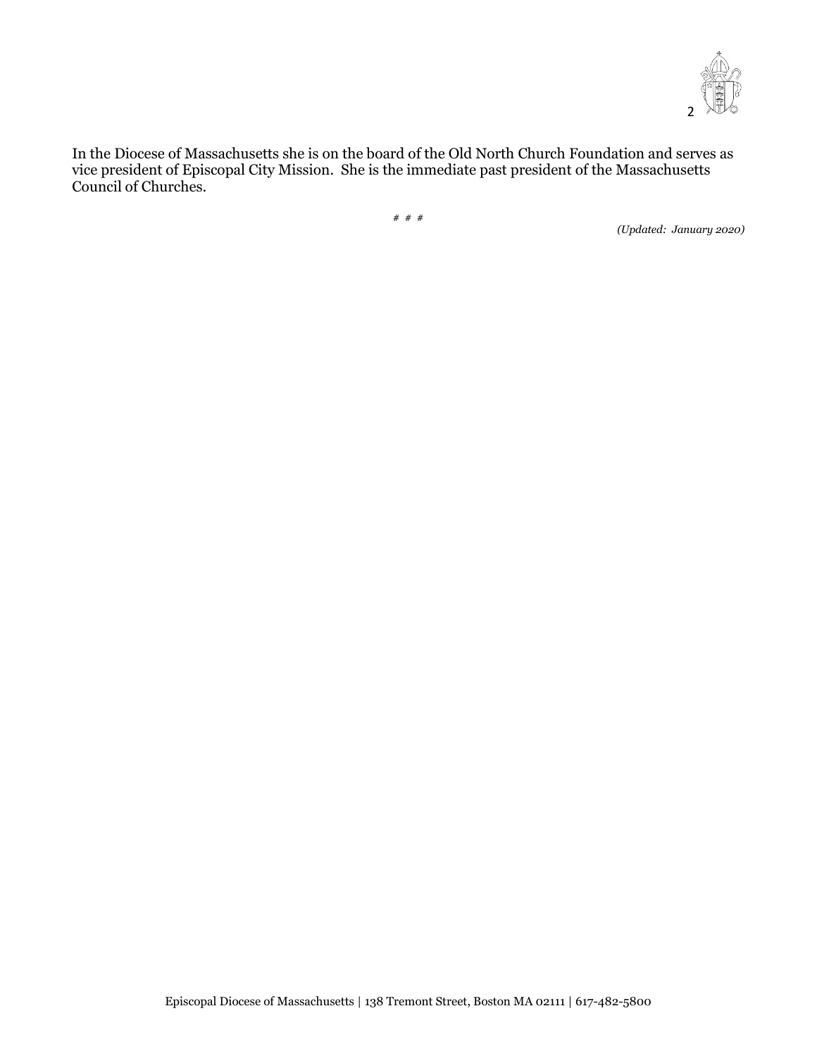In the Diocese of Massachusetts she is on the board of the Old North Church Foundation and serves as vice president of Episcopal City Mission. She is the immediate past president of the Massachusetts Council of Churches.

# # #

*(Updated: January 2020)*